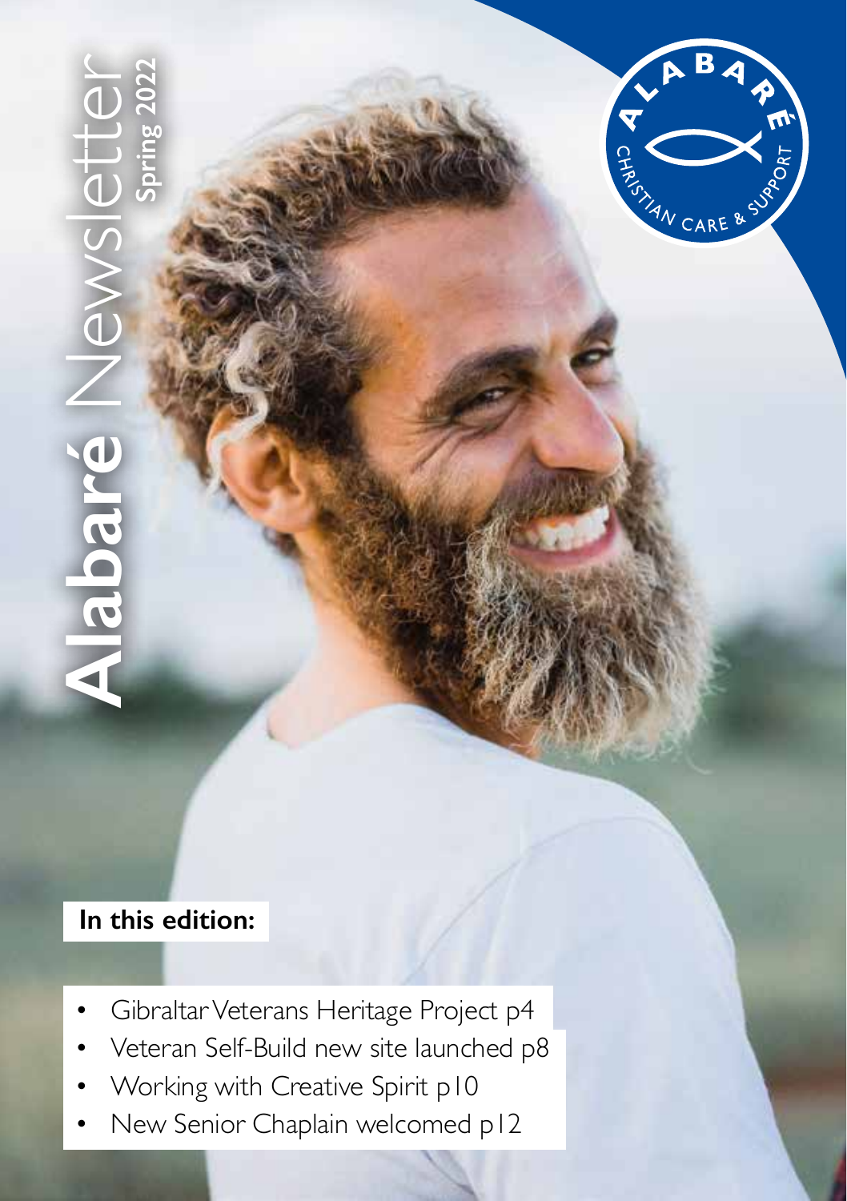# Alabaré Newsletter

**Spring 2022**

ALABARÉ
CHRISTIAN CARE & SUPPORT

**In this edition:**

- Gibraltar Veterans Heritage Project p4
- Veteran Self-Build new site launched p8
- Working with Creative Spirit p10
- New Senior Chaplain welcomed p12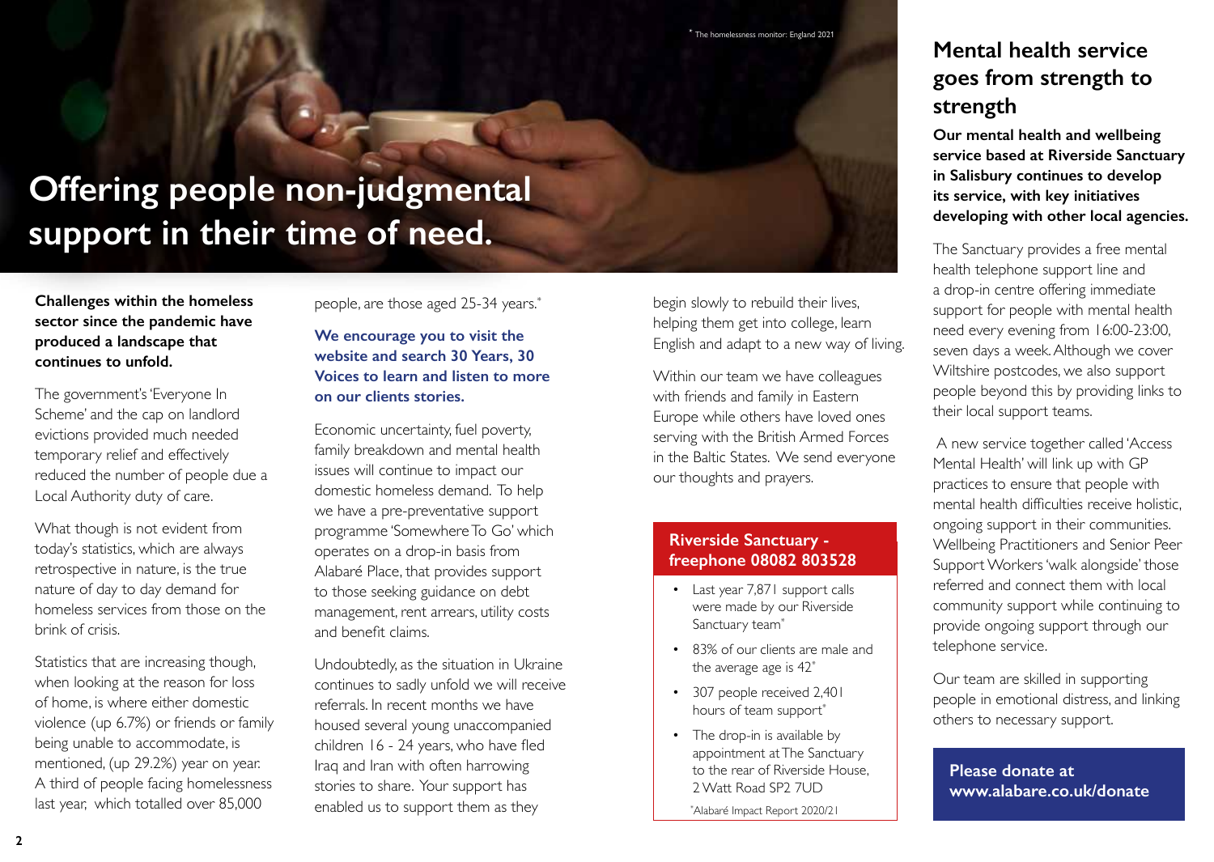# Offering people non-judgmental support in their time of need.

**Challenges within the homeless sector since the pandemic have produced a landscape that continues to unfold.**

The government's 'Everyone In Scheme' and the cap on landlord evictions provided much needed temporary relief and effectively reduced the number of people due a Local Authority duty of care.

What though is not evident from today's statistics, which are always retrospective in nature, is the true nature of day to day demand for homeless services from those on the brink of crisis.

Statistics that are increasing though, when looking at the reason for loss of home, is where either domestic violence (up 6.7%) or friends or family being unable to accommodate, is mentioned, (up 29.2%) year on year. A third of people facing homelessness last year, which totalled over 85,000 people, are those aged 25-34 years.*

**We encourage you to visit the website and search 30 Years, 30 Voices to learn and listen to more on our clients stories.**

Economic uncertainty, fuel poverty, family breakdown and mental health issues will continue to impact our domestic homeless demand. To help we have a pre-preventative support programme 'Somewhere To Go' which operates on a drop-in basis from Alabaré Place, that provides support to those seeking guidance on debt management, rent arrears, utility costs and benefit claims.

Undoubtedly, as the situation in Ukraine continues to sadly unfold we will receive referrals. In recent months we have housed several young unaccompanied children 16 - 24 years, who have fled Iraq and Iran with often harrowing stories to share. Your support has enabled us to support them as they begin slowly to rebuild their lives, helping them get into college, learn English and adapt to a new way of living.

Within our team we have colleagues with friends and family in Eastern Europe while others have loved ones serving with the British Armed Forces in the Baltic States. We send everyone our thoughts and prayers.

\* The homelessness monitor: England 2021

### Riverside Sanctuary - freephone 08082 803528

- Last year 7,871 support calls were made by our Riverside Sanctuary team*
- 83% of our clients are male and the average age is 42*
- 307 people received 2,401 hours of team support*
- The drop-in is available by appointment at The Sanctuary to the rear of Riverside House, 2 Watt Road SP2 7UD

*Alabaré Impact Report 2020/21

## Mental health service goes from strength to strength

**Our mental health and wellbeing service based at Riverside Sanctuary in Salisbury continues to develop its service, with key initiatives developing with other local agencies.**

The Sanctuary provides a free mental health telephone support line and a drop-in centre offering immediate support for people with mental health need every evening from 16:00-23:00, seven days a week. Although we cover Wiltshire postcodes, we also support people beyond this by providing links to their local support teams.

A new service together called 'Access Mental Health' will link up with GP practices to ensure that people with mental health difficulties receive holistic, ongoing support in their communities. Wellbeing Practitioners and Senior Peer Support Workers 'walk alongside' those referred and connect them with local community support while continuing to provide ongoing support through our telephone service.

Our team are skilled in supporting people in emotional distress, and linking others to necessary support.

**Please donate at www.alabare.co.uk/donate**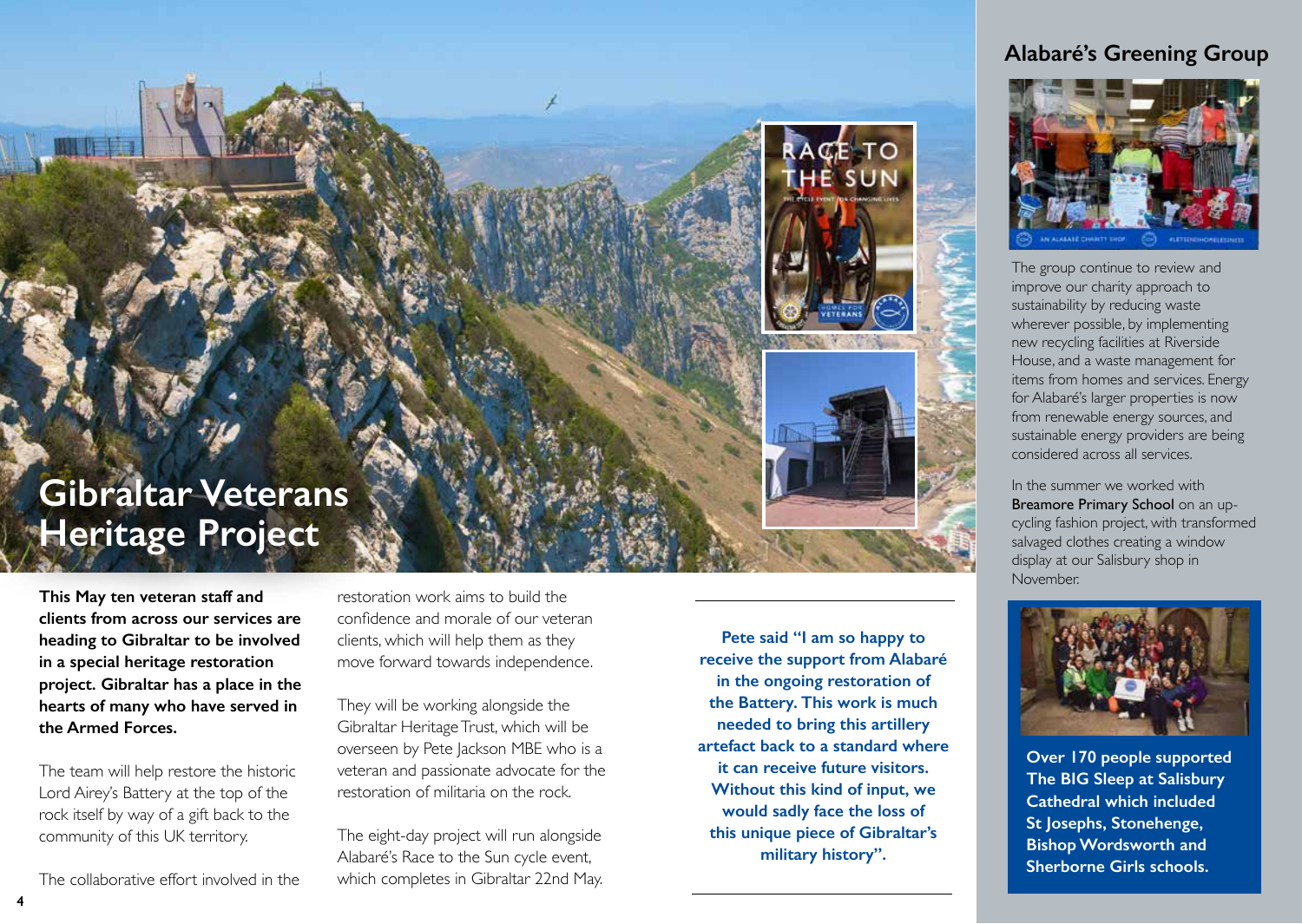# Gibraltar Veterans Heritage Project

**This May ten veteran staff and clients from across our services are heading to Gibraltar to be involved in a special heritage restoration project. Gibraltar has a place in the hearts of many who have served in the Armed Forces.**

The team will help restore the historic Lord Airey's Battery at the top of the rock itself by way of a gift back to the community of this UK territory.

The collaborative effort involved in the restoration work aims to build the confidence and morale of our veteran clients, which will help them as they move forward towards independence.

They will be working alongside the Gibraltar Heritage Trust, which will be overseen by Pete Jackson MBE who is a veteran and passionate advocate for the restoration of militaria on the rock.

The eight-day project will run alongside Alabaré's Race to the Sun cycle event, which completes in Gibraltar 22nd May.

**Pete said "I am so happy to receive the support from Alabaré in the ongoing restoration of the Battery. This work is much needed to bring this artillery artefact back to a standard where it can receive future visitors. Without this kind of input, we would sadly face the loss of this unique piece of Gibraltar's military history".**

## Alabaré's Greening Group

The group continue to review and improve our charity approach to sustainability by reducing waste wherever possible, by implementing new recycling facilities at Riverside House, and a waste management for items from homes and services. Energy for Alabaré's larger properties is now from renewable energy sources, and sustainable energy providers are being considered across all services.

In the summer we worked with Breamore Primary School on an up-cycling fashion project, with transformed salvaged clothes creating a window display at our Salisbury shop in November.

**Over 170 people supported The BIG Sleep at Salisbury Cathedral which included St Josephs, Stonehenge, Bishop Wordsworth and Sherborne Girls schools.**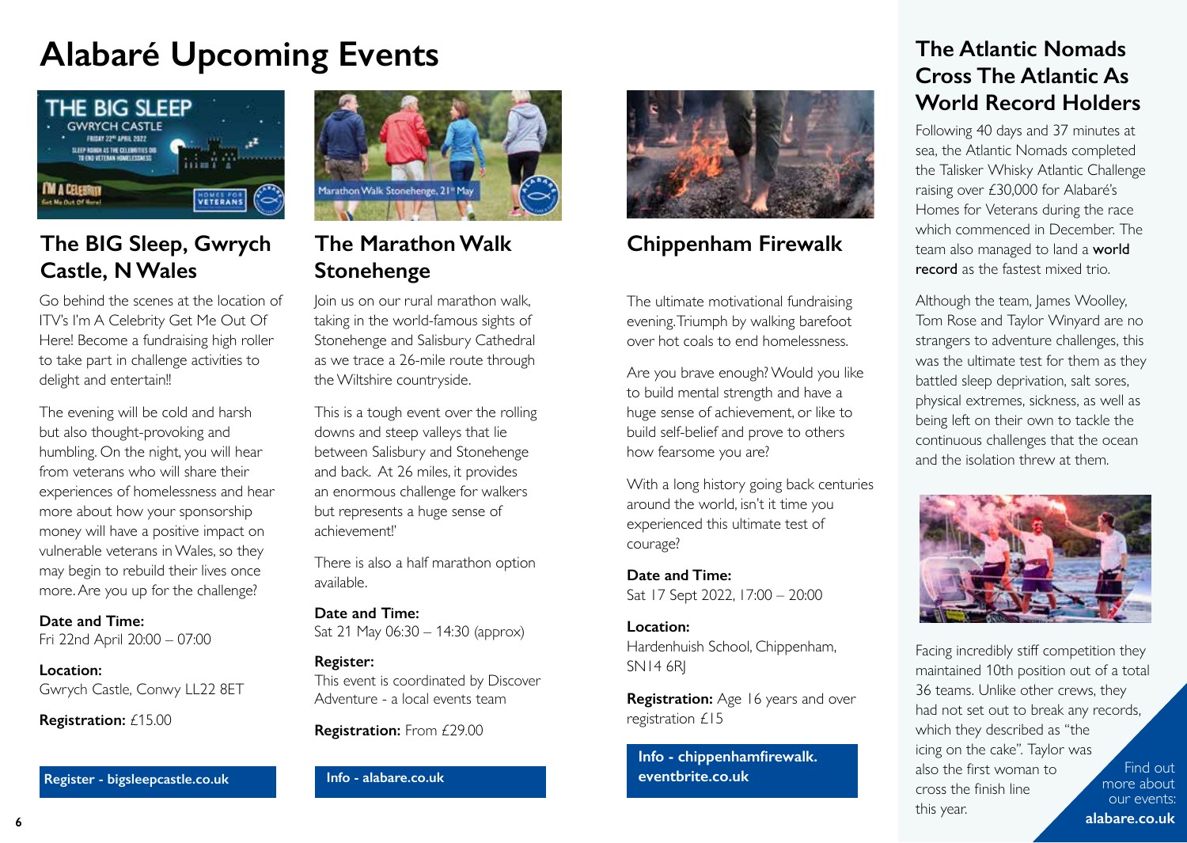# Alabaré Upcoming Events

## The BIG Sleep, Gwrych Castle, N Wales

Go behind the scenes at the location of ITV's I'm A Celebrity Get Me Out Of Here! Become a fundraising high roller to take part in challenge activities to delight and entertain!!

The evening will be cold and harsh but also thought-provoking and humbling. On the night, you will hear from veterans who will share their experiences of homelessness and hear more about how your sponsorship money will have a positive impact on vulnerable veterans in Wales, so they may begin to rebuild their lives once more. Are you up for the challenge?

**Date and Time:**
Fri 22nd April 20:00 – 07:00

**Location:**
Gwrych Castle, Conwy LL22 8ET

**Registration:** £15.00

**Register - bigsleepcastle.co.uk**

## The Marathon Walk Stonehenge

Join us on our rural marathon walk, taking in the world-famous sights of Stonehenge and Salisbury Cathedral as we trace a 26-mile route through the Wiltshire countryside.

This is a tough event over the rolling downs and steep valleys that lie between Salisbury and Stonehenge and back. At 26 miles, it provides an enormous challenge for walkers but represents a huge sense of achievement!'

There is also a half marathon option available.

**Date and Time:**
Sat 21 May 06:30 – 14:30 (approx)

**Register:**
This event is coordinated by Discover Adventure - a local events team

**Registration:** From £29.00

**Info - alabare.co.uk**

## Chippenham Firewalk

The ultimate motivational fundraising evening. Triumph by walking barefoot over hot coals to end homelessness.

Are you brave enough? Would you like to build mental strength and have a huge sense of achievement, or like to build self-belief and prove to others how fearsome you are?

With a long history going back centuries around the world, isn't it time you experienced this ultimate test of courage?

**Date and Time:**
Sat 17 Sept 2022, 17:00 – 20:00

**Location:**
Hardenhuish School, Chippenham, SN14 6RJ

**Registration:** Age 16 years and over registration £15

**Info - chippenhamfirewalk.eventbrite.co.uk**

## The Atlantic Nomads Cross The Atlantic As World Record Holders

Following 40 days and 37 minutes at sea, the Atlantic Nomads completed the Talisker Whisky Atlantic Challenge raising over £30,000 for Alabaré's Homes for Veterans during the race which commenced in December. The team also managed to land a **world record** as the fastest mixed trio.

Although the team, James Woolley, Tom Rose and Taylor Winyard are no strangers to adventure challenges, this was the ultimate test for them as they battled sleep deprivation, salt sores, physical extremes, sickness, as well as being left on their own to tackle the continuous challenges that the ocean and the isolation threw at them.

Facing incredibly stiff competition they maintained 10th position out of a total 36 teams. Unlike other crews, they had not set out to break any records, which they described as "the icing on the cake". Taylor was also the first woman to cross the finish line this year.

Find out more about our events:
**alabare.co.uk**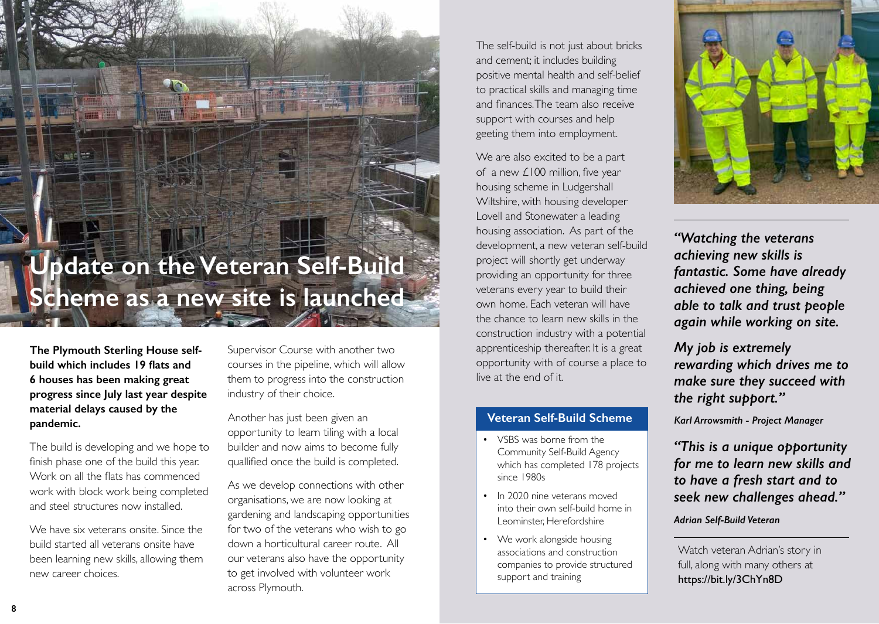# Update on the Veteran Self-Build Scheme as a new site is launched

**The Plymouth Sterling House self-build which includes 19 flats and 6 houses has been making great progress since July last year despite material delays caused by the pandemic.**

The build is developing and we hope to finish phase one of the build this year. Work on all the flats has commenced work with block work being completed and steel structures now installed.

We have six veterans onsite. Since the build started all veterans onsite have been learning new skills, allowing them new career choices.

Supervisor Course with another two courses in the pipeline, which will allow them to progress into the construction industry of their choice.

Another has just been given an opportunity to learn tiling with a local builder and now aims to become fully quallified once the build is completed.

As we develop connections with other organisations, we are now looking at gardening and landscaping opportunities for two of the veterans who wish to go down a horticultural career route. All our veterans also have the opportunity to get involved with volunteer work across Plymouth.

The self-build is not just about bricks and cement; it includes building positive mental health and self-belief to practical skills and managing time and finances. The team also receive support with courses and help geeting them into employment.

We are also excited to be a part of a new £100 million, five year housing scheme in Ludgershall Wiltshire, with housing developer Lovell and Stonewater a leading housing association. As part of the development, a new veteran self-build project will shortly get underway providing an opportunity for three veterans every year to build their own home. Each veteran will have the chance to learn new skills in the construction industry with a potential apprenticeship thereafter. It is a great opportunity with of course a place to live at the end of it.

### Veteran Self-Build Scheme

- VSBS was borne from the Community Self-Build Agency which has completed 178 projects since 1980s
- In 2020 nine veterans moved into their own self-build home in Leominster, Herefordshire
- We work alongside housing associations and construction companies to provide structured support and training

***"Watching the veterans achieving new skills is fantastic. Some have already achieved one thing, being able to talk and trust people again while working on site.***

***My job is extremely rewarding which drives me to make sure they succeed with the right support."***

***Karl Arrowsmith - Project Manager***

***"This is a unique opportunity for me to learn new skills and to have a fresh start and to seek new challenges ahead."***

***Adrian Self-Build Veteran***

Watch veteran Adrian's story in full, along with many others at https://bit.ly/3ChYn8D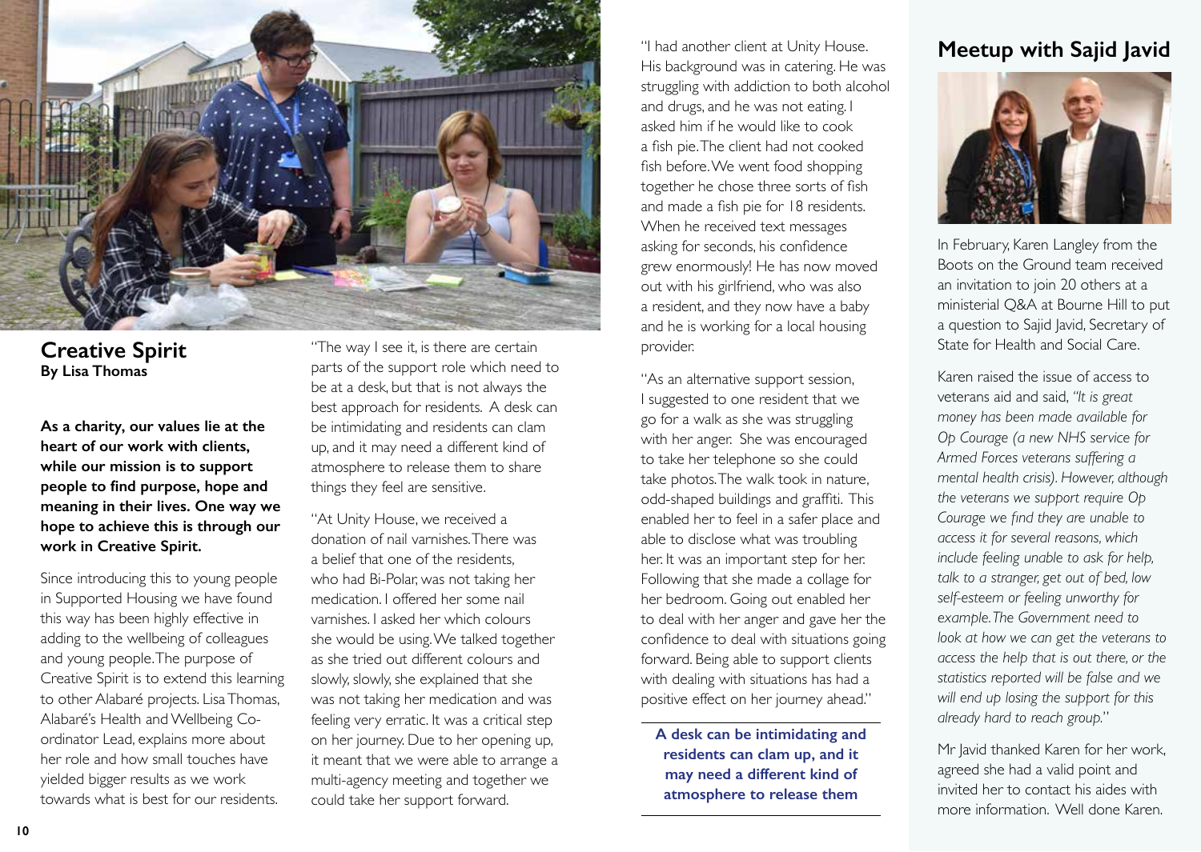## Creative Spirit

**By Lisa Thomas**

**As a charity, our values lie at the heart of our work with clients, while our mission is to support people to find purpose, hope and meaning in their lives. One way we hope to achieve this is through our work in Creative Spirit.**

Since introducing this to young people in Supported Housing we have found this way has been highly effective in adding to the wellbeing of colleagues and young people. The purpose of Creative Spirit is to extend this learning to other Alabaré projects. Lisa Thomas, Alabaré's Health and Wellbeing Co-ordinator Lead, explains more about her role and how small touches have yielded bigger results as we work towards what is best for our residents.

"The way I see it, is there are certain parts of the support role which need to be at a desk, but that is not always the best approach for residents. A desk can be intimidating and residents can clam up, and it may need a different kind of atmosphere to release them to share things they feel are sensitive.

"At Unity House, we received a donation of nail varnishes. There was a belief that one of the residents, who had Bi-Polar, was not taking her medication. I offered her some nail varnishes. I asked her which colours she would be using. We talked together as she tried out different colours and slowly, slowly, she explained that she was not taking her medication and was feeling very erratic. It was a critical step on her journey. Due to her opening up, it meant that we were able to arrange a multi-agency meeting and together we could take her support forward.

"I had another client at Unity House. His background was in catering. He was struggling with addiction to both alcohol and drugs, and he was not eating. I asked him if he would like to cook a fish pie. The client had not cooked fish before. We went food shopping together he chose three sorts of fish and made a fish pie for 18 residents. When he received text messages asking for seconds, his confidence grew enormously! He has now moved out with his girlfriend, who was also a resident, and they now have a baby and he is working for a local housing provider.

"As an alternative support session, I suggested to one resident that we go for a walk as she was struggling with her anger. She was encouraged to take her telephone so she could take photos. The walk took in nature, odd-shaped buildings and graffiti. This enabled her to feel in a safer place and able to disclose what was troubling her. It was an important step for her. Following that she made a collage for her bedroom. Going out enabled her to deal with her anger and gave her the confidence to deal with situations going forward. Being able to support clients with dealing with situations has had a positive effect on her journey ahead."

**A desk can be intimidating and residents can clam up, and it may need a different kind of atmosphere to release them**

## Meetup with Sajid Javid

In February, Karen Langley from the Boots on the Ground team received an invitation to join 20 others at a ministerial Q&A at Bourne Hill to put a question to Sajid Javid, Secretary of State for Health and Social Care.

Karen raised the issue of access to veterans aid and said, *"It is great money has been made available for Op Courage (a new NHS service for Armed Forces veterans suffering a mental health crisis). However, although the veterans we support require Op Courage we find they are unable to access it for several reasons, which include feeling unable to ask for help, talk to a stranger, get out of bed, low self-esteem or feeling unworthy for example. The Government need to look at how we can get the veterans to access the help that is out there, or the statistics reported will be false and we will end up losing the support for this already hard to reach group."*

Mr Javid thanked Karen for her work, agreed she had a valid point and invited her to contact his aides with more information. Well done Karen.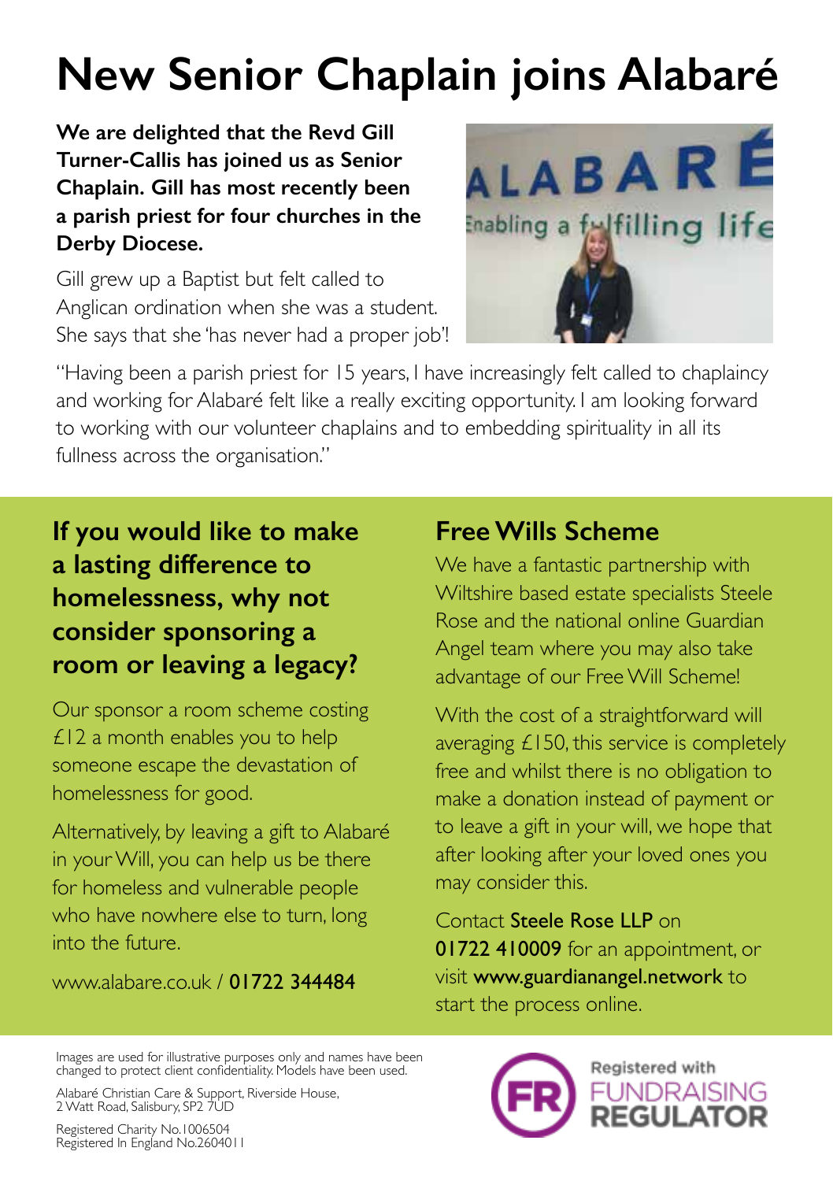# New Senior Chaplain joins Alabaré

**We are delighted that the Revd Gill Turner-Callis has joined us as Senior Chaplain. Gill has most recently been a parish priest for four churches in the Derby Diocese.**

Gill grew up a Baptist but felt called to Anglican ordination when she was a student. She says that she 'has never had a proper job'!

"Having been a parish priest for 15 years, I have increasingly felt called to chaplaincy and working for Alabaré felt like a really exciting opportunity. I am looking forward to working with our volunteer chaplains and to embedding spirituality in all its fullness across the organisation."

## If you would like to make a lasting difference to homelessness, why not consider sponsoring a room or leaving a legacy?

Our sponsor a room scheme costing £12 a month enables you to help someone escape the devastation of homelessness for good.

Alternatively, by leaving a gift to Alabaré in your Will, you can help us be there for homeless and vulnerable people who have nowhere else to turn, long into the future.

www.alabare.co.uk / **01722 344484**

## Free Wills Scheme

We have a fantastic partnership with Wiltshire based estate specialists Steele Rose and the national online Guardian Angel team where you may also take advantage of our Free Will Scheme!

With the cost of a straightforward will averaging £150, this service is completely free and whilst there is no obligation to make a donation instead of payment or to leave a gift in your will, we hope that after looking after your loved ones you may consider this.

Contact **Steele Rose LLP** on **01722 410009** for an appointment, or visit **www.guardianangel.network** to start the process online.

Images are used for illustrative purposes only and names have been changed to protect client confidentiality. Models have been used.

Alabaré Christian Care & Support, Riverside House, 2 Watt Road, Salisbury, SP2 7UD

Registered Charity No.1006504
Registered In England No.2604011

Registered with FUNDRAISING REGULATOR